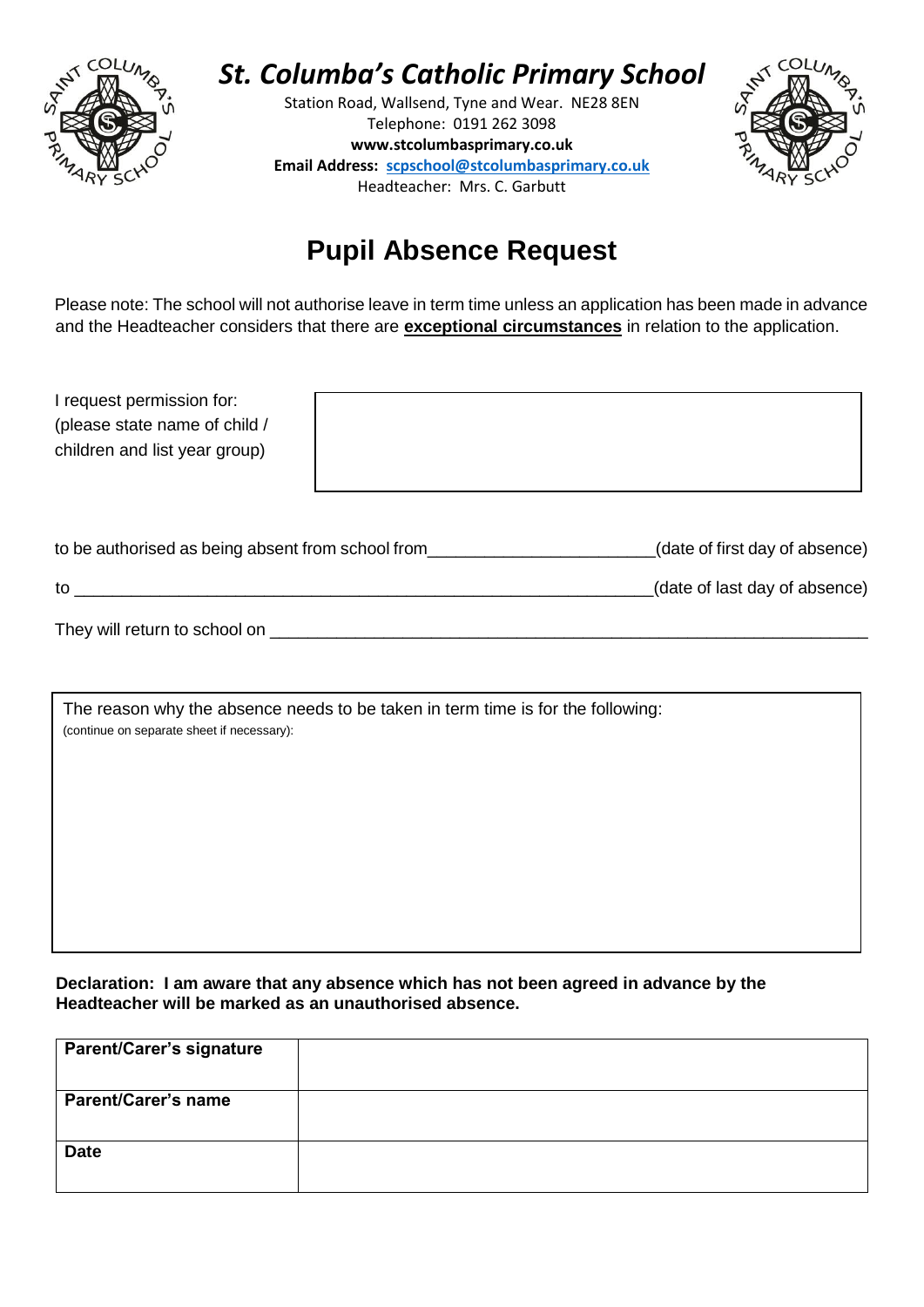# St. Columba's Catholic Primary School

Station Road, Wallsend, Tyne and Wear. NE28 8EN
Telephone: 0191 262 3098
**www.stcolumbasprimary.co.uk**
**Email Address:** scpschool@stcolumbasprimary.co.uk
Headteacher: Mrs. C. Garbutt

## Pupil Absence Request

Please note: The school will not authorise leave in term time unless an application has been made in advance and the Headteacher considers that there are **exceptional circumstances** in relation to the application.

I request permission for:
(please state name of child / children and list year group)

| |
|---|
| |

to be authorised as being absent from school from________________________(date of first day of absence)

to ______________________________________________________________(date of last day of absence)

They will return to school on ________________________________________________________________

| The reason why the absence needs to be taken in term time is for the following: (continue on separate sheet if necessary): |
|---|
| |

**Declaration: I am aware that any absence which has not been agreed in advance by the Headteacher will be marked as an unauthorised absence.**

| **Parent/Carer's signature** | |
|---|---|
| **Parent/Carer's name** | |
| **Date** | |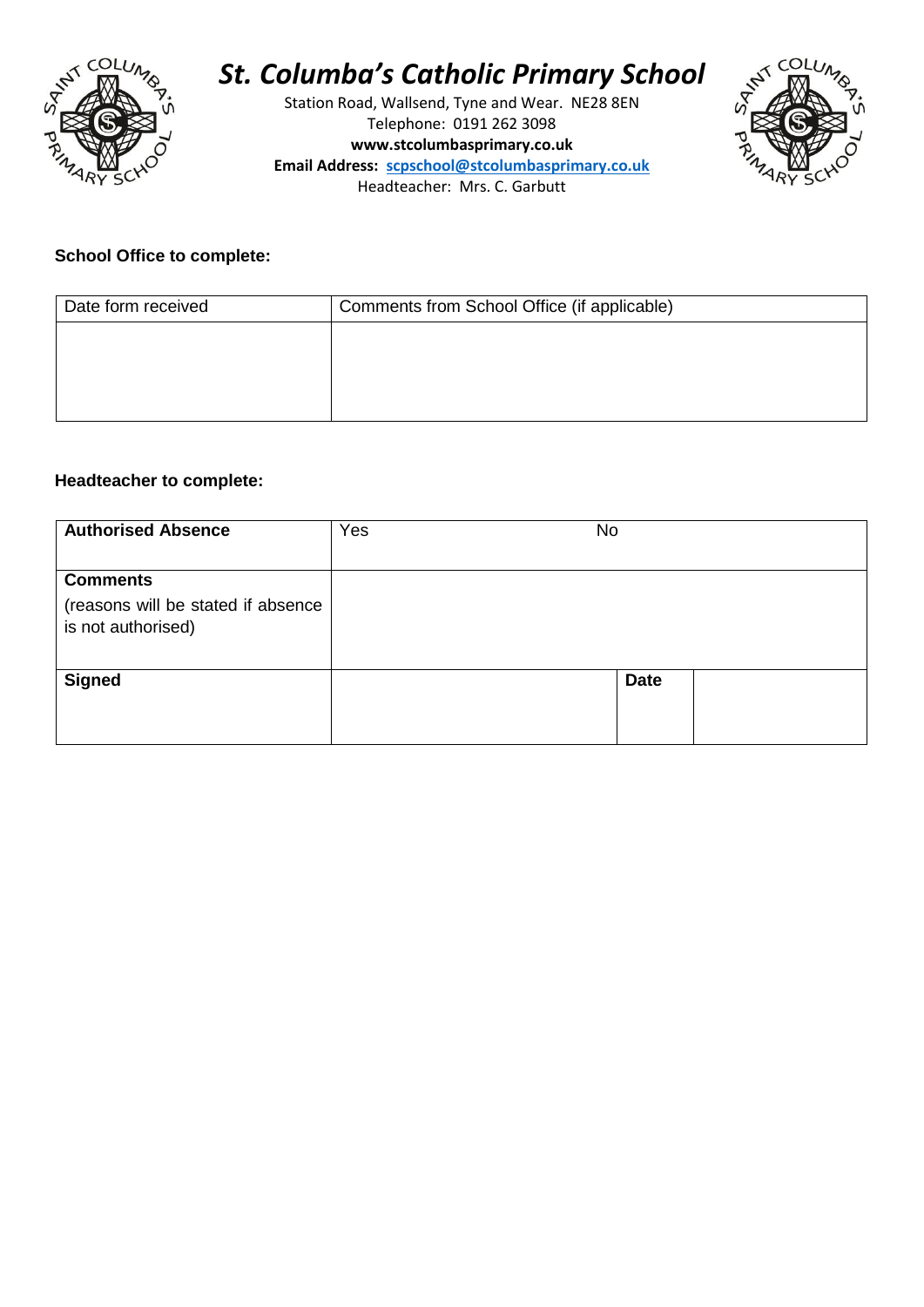# St. Columba's Catholic Primary School

Station Road, Wallsend, Tyne and Wear. NE28 8EN
Telephone: 0191 262 3098
**www.stcolumbasprimary.co.uk**
**Email Address:** scpschool@stcolumbasprimary.co.uk
Headteacher: Mrs. C. Garbutt

**School Office to complete:**

| Date form received | Comments from School Office (if applicable) |
|---|---|
| | |

**Headteacher to complete:**

| | | | |
|---|---|---|---|
| **Authorised Absence** | Yes | No | |
| **Comments** (reasons will be stated if absence is not authorised) | | | |
| **Signed** | | **Date** | |